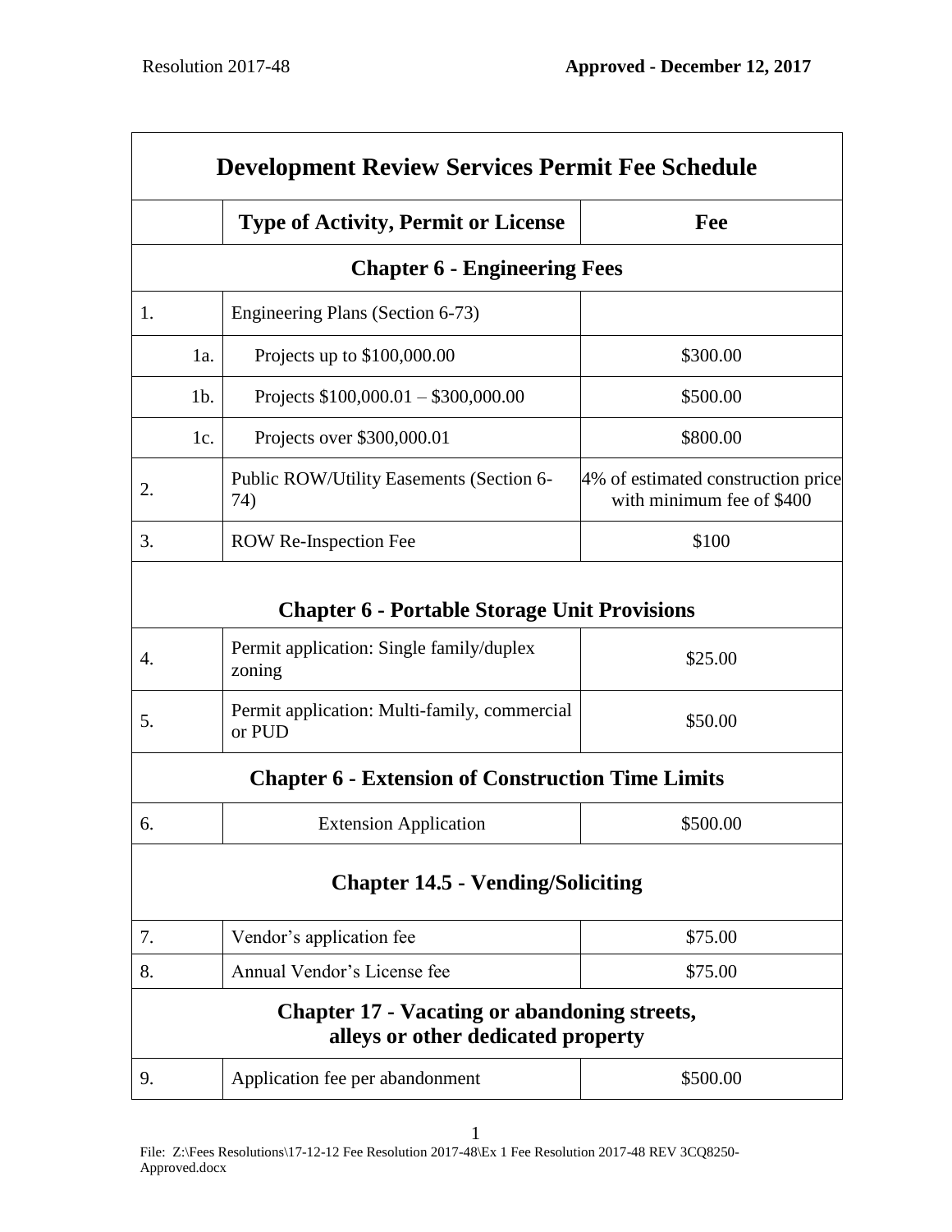Resolution 2017-48 **Approved - December 12, 2017**

| Development Review Services Permit Fee Schedule | | |
|---|---|---|
| | **Type of Activity, Permit or License** | **Fee** |
| **Chapter 6 - Engineering Fees** | | |
| 1. | Engineering Plans (Section 6-73) | |
| 1a. | Projects up to $100,000.00 | $300.00 |
| 1b. | Projects $100,000.01 – $300,000.00 | $500.00 |
| 1c. | Projects over $300,000.01 | $800.00 |
| 2. | Public ROW/Utility Easements (Section 6-74) | 4% of estimated construction price with minimum fee of $400 |
| 3. | ROW Re-Inspection Fee | $100 |
| **Chapter 6 - Portable Storage Unit Provisions** | | |
| 4. | Permit application: Single family/duplex zoning | $25.00 |
| 5. | Permit application: Multi-family, commercial or PUD | $50.00 |
| **Chapter 6 - Extension of Construction Time Limits** | | |
| 6. | Extension Application | $500.00 |
| **Chapter 14.5 - Vending/Soliciting** | | |
| 7. | Vendor's application fee | $75.00 |
| 8. | Annual Vendor's License fee | $75.00 |
| **Chapter 17 - Vacating or abandoning streets, alleys or other dedicated property** | | |
| 9. | Application fee per abandonment | $500.00 |

File: Z:\Fees Resolutions\17-12-12 Fee Resolution 2017-48\Ex 1 Fee Resolution 2017-48 REV 3CQ8250-Approved.docx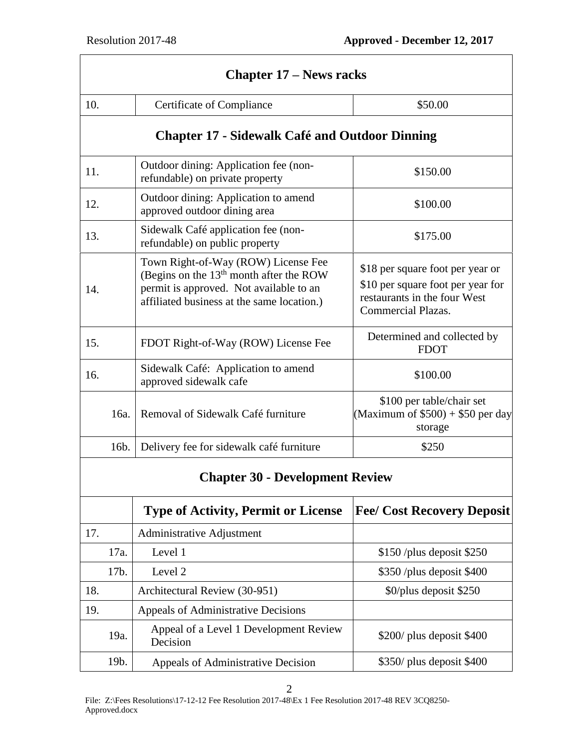| Chapter 17 – News racks | | |
|---|---|---|
| 10. | Certificate of Compliance | $50.00 |
| **Chapter 17 - Sidewalk Café and Outdoor Dinning** | | |
| 11. | Outdoor dining: Application fee (non-refundable) on private property | $150.00 |
| 12. | Outdoor dining: Application to amend approved outdoor dining area | $100.00 |
| 13. | Sidewalk Café application fee (non-refundable) on public property | $175.00 |
| 14. | Town Right-of-Way (ROW) License Fee (Begins on the 13th month after the ROW permit is approved. Not available to an affiliated business at the same location.) | $18 per square foot per year or $10 per square foot per year for restaurants in the four West Commercial Plazas. |
| 15. | FDOT Right-of-Way (ROW) License Fee | Determined and collected by FDOT |
| 16. | Sidewalk Café: Application to amend approved sidewalk cafe | $100.00 |
| 16a. | Removal of Sidewalk Café furniture | $100 per table/chair set (Maximum of $500) + $50 per day storage |
| 16b. | Delivery fee for sidewalk café furniture | $250 |
| **Chapter 30 - Development Review** | | |
| | **Type of Activity, Permit or License** | **Fee/ Cost Recovery Deposit** |
| 17. | Administrative Adjustment | |
| 17a. | Level 1 | $150 /plus deposit $250 |
| 17b. | Level 2 | $350 /plus deposit $400 |
| 18. | Architectural Review (30-~~9~~51) | $0/plus deposit $250 |
| 19. | Appeals of Administrative Decisions | |
| 19a. | Appeal of a Level 1 Development Review Decision | $200/ plus deposit $400 |
| 19b. | Appeals of Administrative Decision | $350/ plus deposit $400 |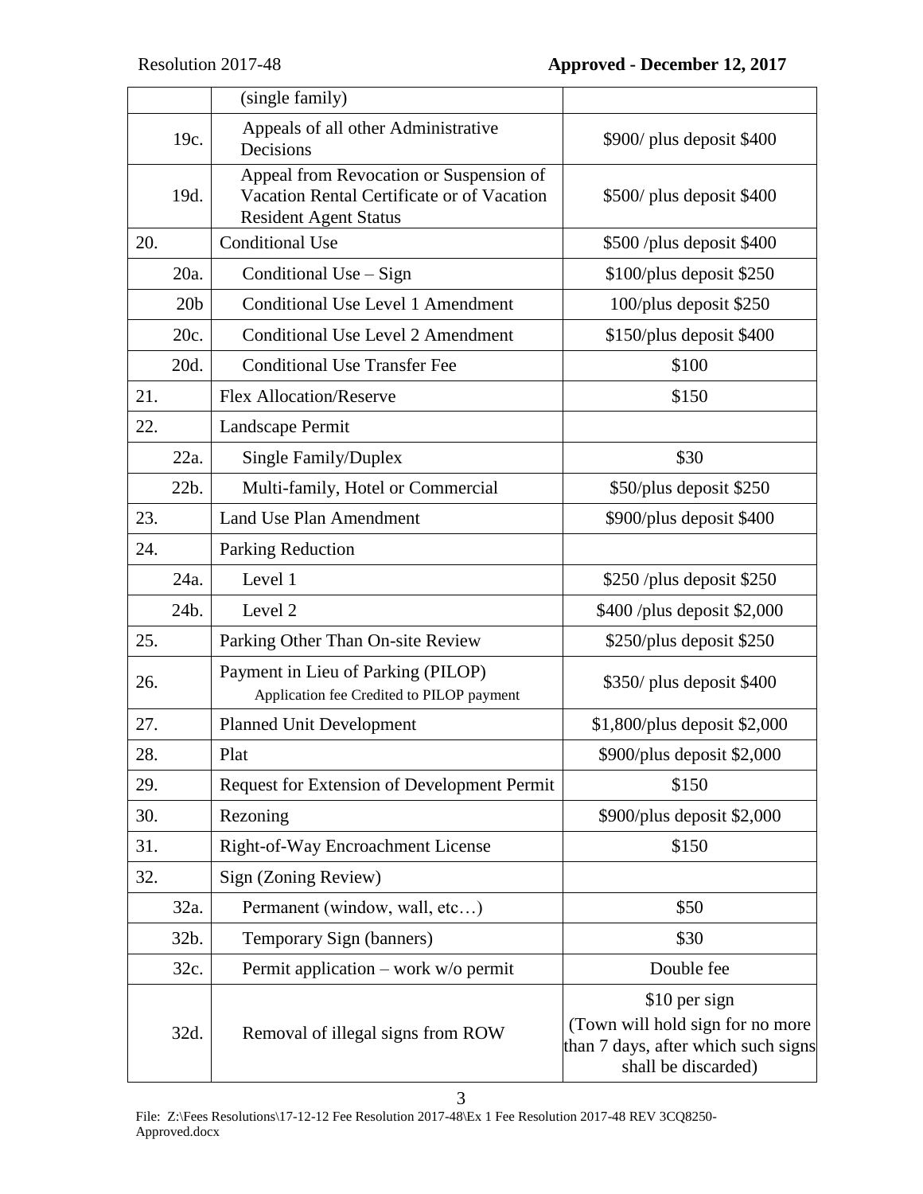| | | |
|---|---|---|
| | (single family) | |
| 19c. | Appeals of all other Administrative Decisions | \$900/ plus deposit \$400 |
| 19d. | Appeal from Revocation or Suspension of Vacation Rental Certificate or of Vacation Resident Agent Status | \$500/ plus deposit \$400 |
| 20. | Conditional Use | \$500 /plus deposit \$400 |
| 20a. | Conditional Use – Sign | \$100/plus deposit \$250 |
| 20b | Conditional Use Level 1 Amendment | 100/plus deposit \$250 |
| 20c. | Conditional Use Level 2 Amendment | \$150/plus deposit \$400 |
| 20d. | Conditional Use Transfer Fee | \$100 |
| 21. | Flex Allocation/Reserve | \$150 |
| 22. | Landscape Permit | |
| 22a. | Single Family/Duplex | \$30 |
| 22b. | Multi-family, Hotel or Commercial | \$50/plus deposit \$250 |
| 23. | Land Use Plan Amendment | \$900/plus deposit \$400 |
| 24. | Parking Reduction | |
| 24a. | Level 1 | \$250 /plus deposit \$250 |
| 24b. | Level 2 | \$400 /plus deposit \$2,000 |
| 25. | Parking Other Than On-site Review | \$250/plus deposit \$250 |
| 26. | Payment in Lieu of Parking (PILOP) Application fee Credited to PILOP payment | \$350/ plus deposit \$400 |
| 27. | Planned Unit Development | \$1,800/plus deposit \$2,000 |
| 28. | Plat | \$900/plus deposit \$2,000 |
| 29. | Request for Extension of Development Permit | \$150 |
| 30. | Rezoning | \$900/plus deposit \$2,000 |
| 31. | Right-of-Way Encroachment License | \$150 |
| 32. | Sign (Zoning Review) | |
| 32a. | Permanent (window, wall, etc…) | \$50 |
| 32b. | Temporary Sign (banners) | \$30 |
| 32c. | Permit application – work w/o permit | Double fee |
| 32d. | Removal of illegal signs from ROW | \$10 per sign (Town will hold sign for no more than 7 days, after which such signs shall be discarded) |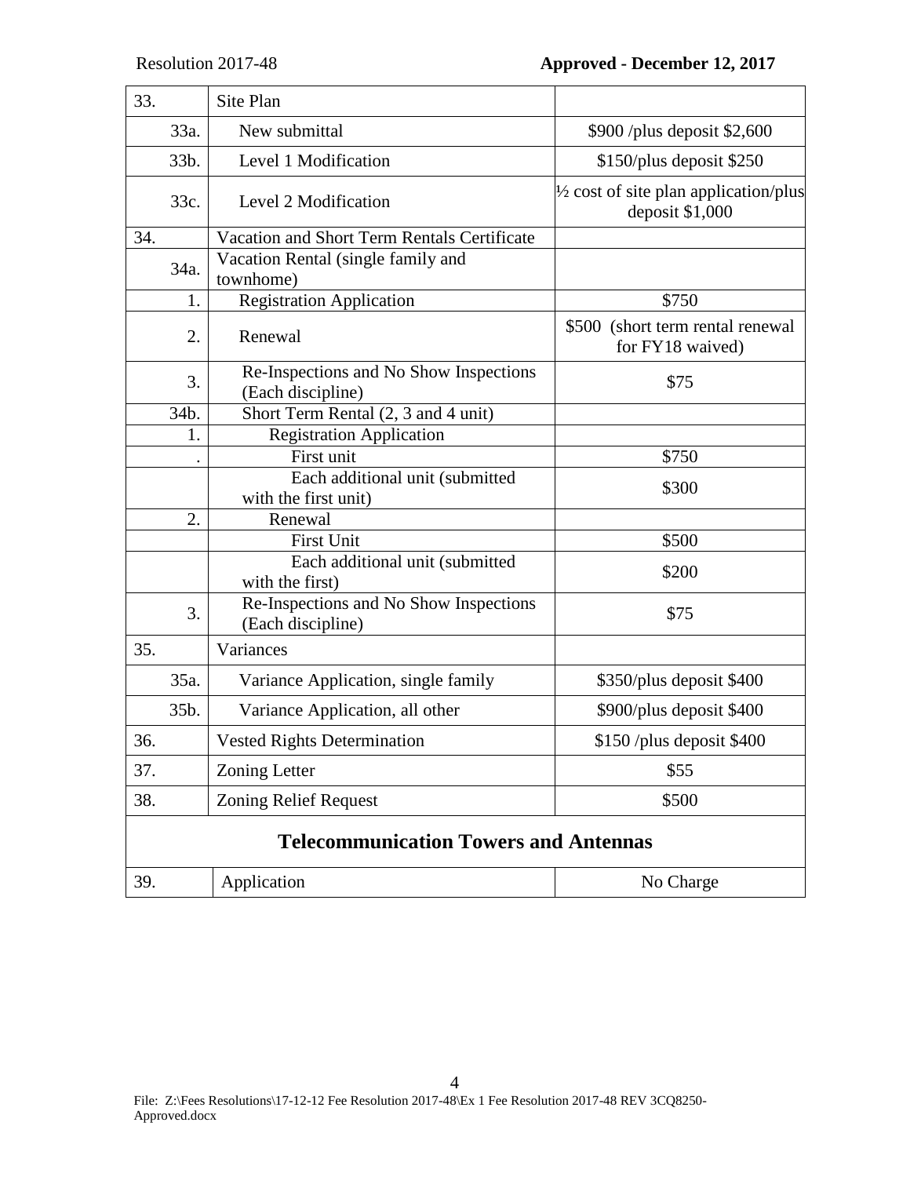| 33. | Site Plan | |
|---|---|---|
| 33a. | New submittal | \$900 /plus deposit \$2,600 |
| 33b. | Level 1 Modification | \$150/plus deposit \$250 |
| 33c. | Level 2 Modification | ½ cost of site plan application/plus deposit \$1,000 |
| 34. | Vacation and Short Term Rentals Certificate | |
| 34a. | Vacation Rental (single family and townhome) | |
| 1. | Registration Application | \$750 |
| 2. | Renewal | \$500 (short term rental renewal for FY18 waived) |
| 3. | Re-Inspections and No Show Inspections (Each discipline) | \$75 |
| 34b. | Short Term Rental (2, 3 and 4 unit) | |
| 1. | Registration Application | |
| . | First unit | \$750 |
| | Each additional unit (submitted with the first unit) | \$300 |
| 2. | Renewal | |
| | First Unit | \$500 |
| | Each additional unit (submitted with the first) | \$200 |
| 3. | Re-Inspections and No Show Inspections (Each discipline) | \$75 |
| 35. | Variances | |
| 35a. | Variance Application, single family | \$350/plus deposit \$400 |
| 35b. | Variance Application, all other | \$900/plus deposit \$400 |
| 36. | Vested Rights Determination | \$150 /plus deposit \$400 |
| 37. | Zoning Letter | \$55 |
| 38. | Zoning Relief Request | \$500 |
| **Telecommunication Towers and Antennas** | | |
| 39. | Application | No Charge |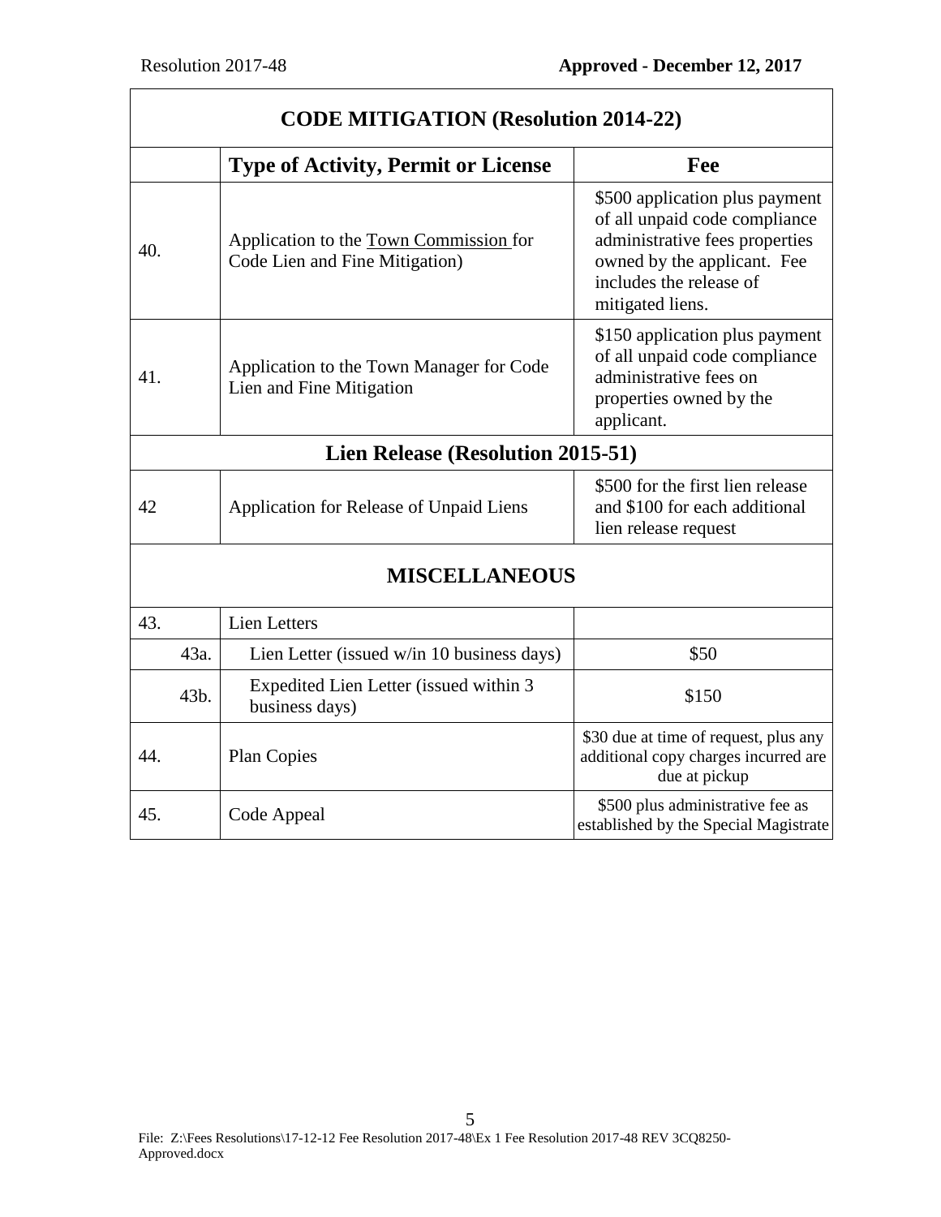| CODE MITIGATION (Resolution 2014-22) | | |
|---|---|---|
| | **Type of Activity, Permit or License** | **Fee** |
| 40. | Application to the Town Commission for Code Lien and Fine Mitigation) | $500 application plus payment of all unpaid code compliance administrative fees properties owned by the applicant. Fee includes the release of mitigated liens. |
| 41. | Application to the Town Manager for Code Lien and Fine Mitigation | $150 application plus payment of all unpaid code compliance administrative fees on properties owned by the applicant. |
| **Lien Release (Resolution 2015-51)** | | |
| 42 | Application for Release of Unpaid Liens | $500 for the first lien release and $100 for each additional lien release request |
| **MISCELLANEOUS** | | |
| 43. | Lien Letters | |
| 43a. | Lien Letter (issued w/in 10 business days) | $50 |
| 43b. | Expedited Lien Letter (issued within 3 business days) | $150 |
| 44. | Plan Copies | $30 due at time of request, plus any additional copy charges incurred are due at pickup |
| 45. | Code Appeal | $500 plus administrative fee as established by the Special Magistrate |